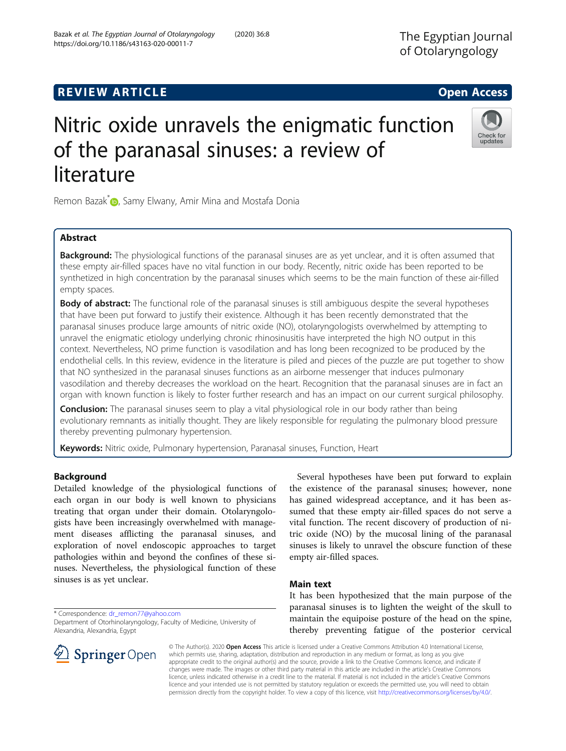REVIEW ARTICLE

Open Access

# Nitric oxide unravels the enigmatic function of the paranasal sinuses: a review of literature

Remon Bazak*, Samy Elwany, Amir Mina and Mostafa Donia

## Abstract

**Background:** The physiological functions of the paranasal sinuses are as yet unclear, and it is often assumed that these empty air-filled spaces have no vital function in our body. Recently, nitric oxide has been reported to be synthetized in high concentration by the paranasal sinuses which seems to be the main function of these air-filled empty spaces.

**Body of abstract:** The functional role of the paranasal sinuses is still ambiguous despite the several hypotheses that have been put forward to justify their existence. Although it has been recently demonstrated that the paranasal sinuses produce large amounts of nitric oxide (NO), otolaryngologists overwhelmed by attempting to unravel the enigmatic etiology underlying chronic rhinosinusitis have interpreted the high NO output in this context. Nevertheless, NO prime function is vasodilation and has long been recognized to be produced by the endothelial cells. In this review, evidence in the literature is piled and pieces of the puzzle are put together to show that NO synthesized in the paranasal sinuses functions as an airborne messenger that induces pulmonary vasodilation and thereby decreases the workload on the heart. Recognition that the paranasal sinuses are in fact an organ with known function is likely to foster further research and has an impact on our current surgical philosophy.

**Conclusion:** The paranasal sinuses seem to play a vital physiological role in our body rather than being evolutionary remnants as initially thought. They are likely responsible for regulating the pulmonary blood pressure thereby preventing pulmonary hypertension.

**Keywords:** Nitric oxide, Pulmonary hypertension, Paranasal sinuses, Function, Heart

## Background

Detailed knowledge of the physiological functions of each organ in our body is well known to physicians treating that organ under their domain. Otolaryngologists have been increasingly overwhelmed with management diseases afflicting the paranasal sinuses, and exploration of novel endoscopic approaches to target pathologies within and beyond the confines of these sinuses. Nevertheless, the physiological function of these sinuses is as yet unclear.

Several hypotheses have been put forward to explain the existence of the paranasal sinuses; however, none has gained widespread acceptance, and it has been assumed that these empty air-filled spaces do not serve a vital function. The recent discovery of production of nitric oxide (NO) by the mucosal lining of the paranasal sinuses is likely to unravel the obscure function of these empty air-filled spaces.

## Main text

It has been hypothesized that the main purpose of the paranasal sinuses is to lighten the weight of the skull to maintain the equipoise posture of the head on the spine, thereby preventing fatigue of the posterior cervical

* Correspondence: dr_remon77@yahoo.com
Department of Otorhinolaryngology, Faculty of Medicine, University of Alexandria, Alexandria, Egypt

© The Author(s). 2020 **Open Access** This article is licensed under a Creative Commons Attribution 4.0 International License, which permits use, sharing, adaptation, distribution and reproduction in any medium or format, as long as you give appropriate credit to the original author(s) and the source, provide a link to the Creative Commons licence, and indicate if changes were made. The images or other third party material in this article are included in the article's Creative Commons licence, unless indicated otherwise in a credit line to the material. If material is not included in the article's Creative Commons licence and your intended use is not permitted by statutory regulation or exceeds the permitted use, you will need to obtain permission directly from the copyright holder. To view a copy of this licence, visit http://creativecommons.org/licenses/by/4.0/.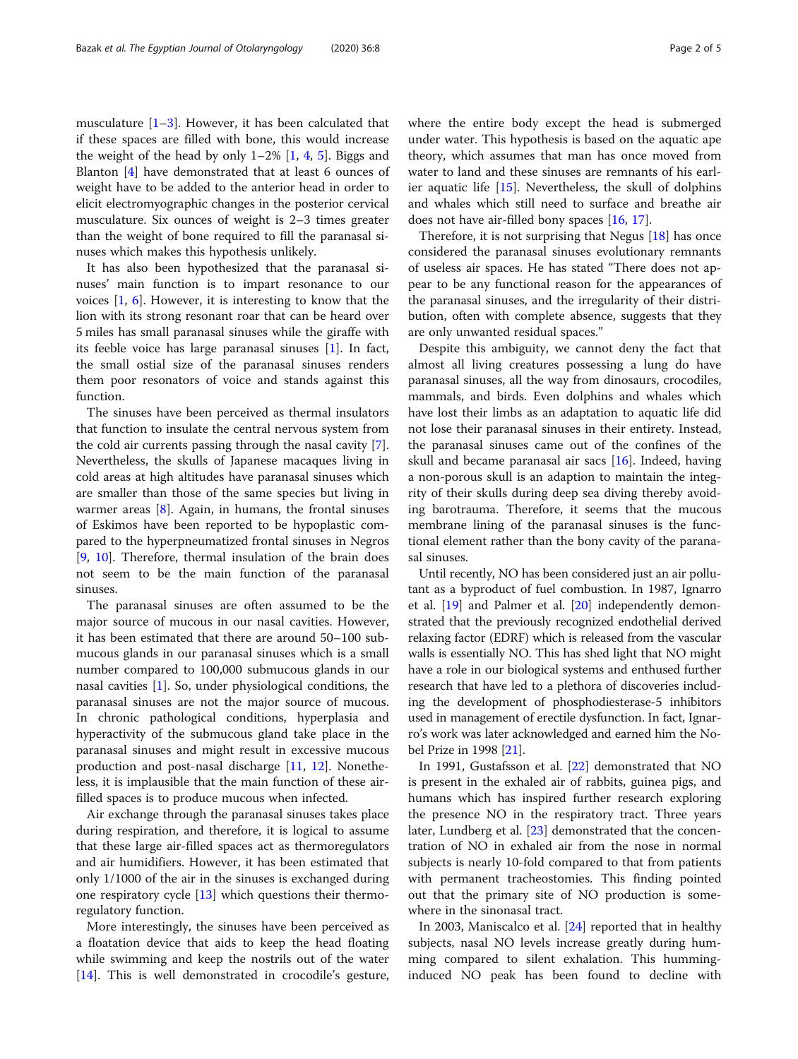musculature [1–3]. However, it has been calculated that if these spaces are filled with bone, this would increase the weight of the head by only 1–2% [1, 4, 5]. Biggs and Blanton [4] have demonstrated that at least 6 ounces of weight have to be added to the anterior head in order to elicit electromyographic changes in the posterior cervical musculature. Six ounces of weight is 2–3 times greater than the weight of bone required to fill the paranasal sinuses which makes this hypothesis unlikely.

It has also been hypothesized that the paranasal sinuses' main function is to impart resonance to our voices [1, 6]. However, it is interesting to know that the lion with its strong resonant roar that can be heard over 5 miles has small paranasal sinuses while the giraffe with its feeble voice has large paranasal sinuses [1]. In fact, the small ostial size of the paranasal sinuses renders them poor resonators of voice and stands against this function.

The sinuses have been perceived as thermal insulators that function to insulate the central nervous system from the cold air currents passing through the nasal cavity [7]. Nevertheless, the skulls of Japanese macaques living in cold areas at high altitudes have paranasal sinuses which are smaller than those of the same species but living in warmer areas [8]. Again, in humans, the frontal sinuses of Eskimos have been reported to be hypoplastic compared to the hyperpneumatized frontal sinuses in Negros [9, 10]. Therefore, thermal insulation of the brain does not seem to be the main function of the paranasal sinuses.

The paranasal sinuses are often assumed to be the major source of mucous in our nasal cavities. However, it has been estimated that there are around 50–100 submucous glands in our paranasal sinuses which is a small number compared to 100,000 submucous glands in our nasal cavities [1]. So, under physiological conditions, the paranasal sinuses are not the major source of mucous. In chronic pathological conditions, hyperplasia and hyperactivity of the submucous gland take place in the paranasal sinuses and might result in excessive mucous production and post-nasal discharge [11, 12]. Nonetheless, it is implausible that the main function of these air-filled spaces is to produce mucous when infected.

Air exchange through the paranasal sinuses takes place during respiration, and therefore, it is logical to assume that these large air-filled spaces act as thermoregulators and air humidifiers. However, it has been estimated that only 1/1000 of the air in the sinuses is exchanged during one respiratory cycle [13] which questions their thermoregulatory function.

More interestingly, the sinuses have been perceived as a floatation device that aids to keep the head floating while swimming and keep the nostrils out of the water [14]. This is well demonstrated in crocodile's gesture, where the entire body except the head is submerged under water. This hypothesis is based on the aquatic ape theory, which assumes that man has once moved from water to land and these sinuses are remnants of his earlier aquatic life [15]. Nevertheless, the skull of dolphins and whales which still need to surface and breathe air does not have air-filled bony spaces [16, 17].

Therefore, it is not surprising that Negus [18] has once considered the paranasal sinuses evolutionary remnants of useless air spaces. He has stated "There does not appear to be any functional reason for the appearances of the paranasal sinuses, and the irregularity of their distribution, often with complete absence, suggests that they are only unwanted residual spaces."

Despite this ambiguity, we cannot deny the fact that almost all living creatures possessing a lung do have paranasal sinuses, all the way from dinosaurs, crocodiles, mammals, and birds. Even dolphins and whales which have lost their limbs as an adaptation to aquatic life did not lose their paranasal sinuses in their entirety. Instead, the paranasal sinuses came out of the confines of the skull and became paranasal air sacs [16]. Indeed, having a non-porous skull is an adaption to maintain the integrity of their skulls during deep sea diving thereby avoiding barotrauma. Therefore, it seems that the mucous membrane lining of the paranasal sinuses is the functional element rather than the bony cavity of the paranasal sinuses.

Until recently, NO has been considered just an air pollutant as a byproduct of fuel combustion. In 1987, Ignarro et al. [19] and Palmer et al. [20] independently demonstrated that the previously recognized endothelial derived relaxing factor (EDRF) which is released from the vascular walls is essentially NO. This has shed light that NO might have a role in our biological systems and enthused further research that have led to a plethora of discoveries including the development of phosphodiesterase-5 inhibitors used in management of erectile dysfunction. In fact, Ignarro's work was later acknowledged and earned him the Nobel Prize in 1998 [21].

In 1991, Gustafsson et al. [22] demonstrated that NO is present in the exhaled air of rabbits, guinea pigs, and humans which has inspired further research exploring the presence NO in the respiratory tract. Three years later, Lundberg et al. [23] demonstrated that the concentration of NO in exhaled air from the nose in normal subjects is nearly 10-fold compared to that from patients with permanent tracheostomies. This finding pointed out that the primary site of NO production is somewhere in the sinonasal tract.

In 2003, Maniscalco et al. [24] reported that in healthy subjects, nasal NO levels increase greatly during humming compared to silent exhalation. This humming-induced NO peak has been found to decline with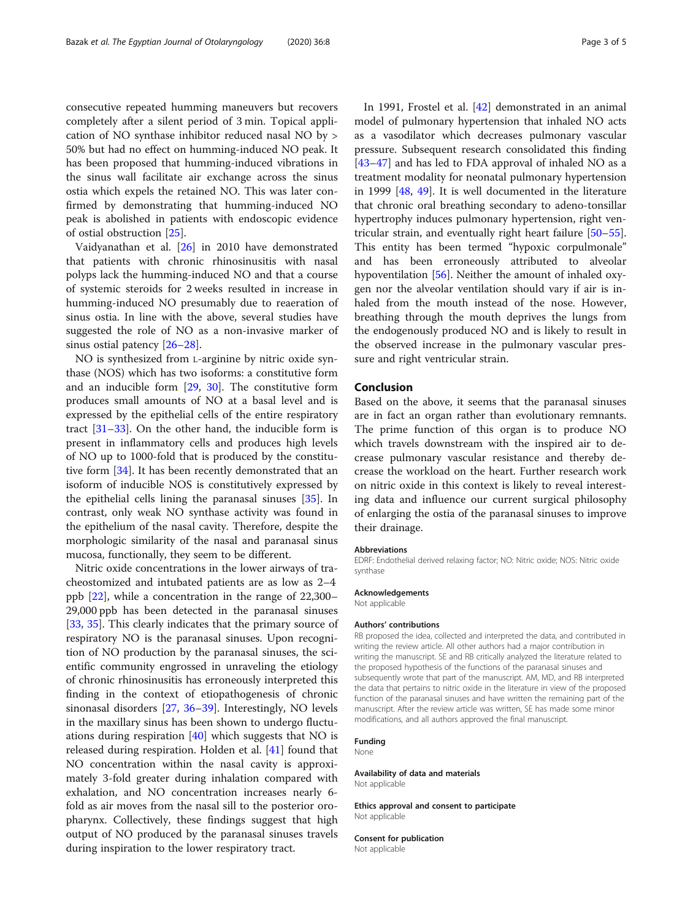consecutive repeated humming maneuvers but recovers completely after a silent period of 3 min. Topical application of NO synthase inhibitor reduced nasal NO by > 50% but had no effect on humming-induced NO peak. It has been proposed that humming-induced vibrations in the sinus wall facilitate air exchange across the sinus ostia which expels the retained NO. This was later confirmed by demonstrating that humming-induced NO peak is abolished in patients with endoscopic evidence of ostial obstruction [25].

Vaidyanathan et al. [26] in 2010 have demonstrated that patients with chronic rhinosinusitis with nasal polyps lack the humming-induced NO and that a course of systemic steroids for 2 weeks resulted in increase in humming-induced NO presumably due to reaeration of sinus ostia. In line with the above, several studies have suggested the role of NO as a non-invasive marker of sinus ostial patency [26–28].

NO is synthesized from L-arginine by nitric oxide synthase (NOS) which has two isoforms: a constitutive form and an inducible form [29, 30]. The constitutive form produces small amounts of NO at a basal level and is expressed by the epithelial cells of the entire respiratory tract [31–33]. On the other hand, the inducible form is present in inflammatory cells and produces high levels of NO up to 1000-fold that is produced by the constitutive form [34]. It has been recently demonstrated that an isoform of inducible NOS is constitutively expressed by the epithelial cells lining the paranasal sinuses [35]. In contrast, only weak NO synthase activity was found in the epithelium of the nasal cavity. Therefore, despite the morphologic similarity of the nasal and paranasal sinus mucosa, functionally, they seem to be different.

Nitric oxide concentrations in the lower airways of tracheostomized and intubated patients are as low as 2–4 ppb [22], while a concentration in the range of 22,300–29,000 ppb has been detected in the paranasal sinuses [33, 35]. This clearly indicates that the primary source of respiratory NO is the paranasal sinuses. Upon recognition of NO production by the paranasal sinuses, the scientific community engrossed in unraveling the etiology of chronic rhinosinusitis has erroneously interpreted this finding in the context of etiopathogenesis of chronic sinonasal disorders [27, 36–39]. Interestingly, NO levels in the maxillary sinus has been shown to undergo fluctuations during respiration [40] which suggests that NO is released during respiration. Holden et al. [41] found that NO concentration within the nasal cavity is approximately 3-fold greater during inhalation compared with exhalation, and NO concentration increases nearly 6-fold as air moves from the nasal sill to the posterior oropharynx. Collectively, these findings suggest that high output of NO produced by the paranasal sinuses travels during inspiration to the lower respiratory tract.

In 1991, Frostel et al. [42] demonstrated in an animal model of pulmonary hypertension that inhaled NO acts as a vasodilator which decreases pulmonary vascular pressure. Subsequent research consolidated this finding [43–47] and has led to FDA approval of inhaled NO as a treatment modality for neonatal pulmonary hypertension in 1999 [48, 49]. It is well documented in the literature that chronic oral breathing secondary to adeno-tonsillar hypertrophy induces pulmonary hypertension, right ventricular strain, and eventually right heart failure [50–55]. This entity has been termed "hypoxic corpulmonale" and has been erroneously attributed to alveolar hypoventilation [56]. Neither the amount of inhaled oxygen nor the alveolar ventilation should vary if air is inhaled from the mouth instead of the nose. However, breathing through the mouth deprives the lungs from the endogenously produced NO and is likely to result in the observed increase in the pulmonary vascular pressure and right ventricular strain.

## Conclusion

Based on the above, it seems that the paranasal sinuses are in fact an organ rather than evolutionary remnants. The prime function of this organ is to produce NO which travels downstream with the inspired air to decrease pulmonary vascular resistance and thereby decrease the workload on the heart. Further research work on nitric oxide in this context is likely to reveal interesting data and influence our current surgical philosophy of enlarging the ostia of the paranasal sinuses to improve their drainage.

### Abbreviations

EDRF: Endothelial derived relaxing factor; NO: Nitric oxide; NOS: Nitric oxide synthase

### Acknowledgements

Not applicable

### Authors' contributions

RB proposed the idea, collected and interpreted the data, and contributed in writing the review article. All other authors had a major contribution in writing the manuscript. SE and RB critically analyzed the literature related to the proposed hypothesis of the functions of the paranasal sinuses and subsequently wrote that part of the manuscript. AM, MD, and RB interpreted the data that pertains to nitric oxide in the literature in view of the proposed function of the paranasal sinuses and have written the remaining part of the manuscript. After the review article was written, SE has made some minor modifications, and all authors approved the final manuscript.

### Funding

None

### Availability of data and materials

Not applicable

### Ethics approval and consent to participate

Not applicable

### Consent for publication

Not applicable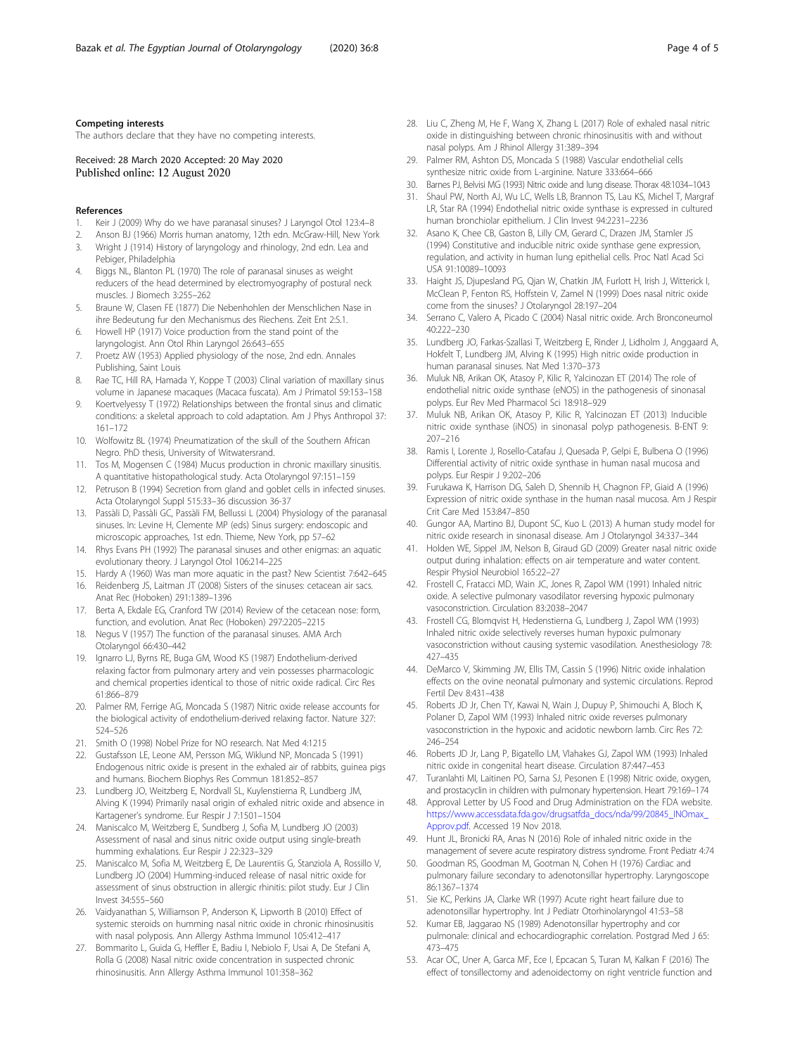#### Competing interests

The authors declare that they have no competing interests.

Received: 28 March 2020 Accepted: 20 May 2020
Published online: 12 August 2020

#### References

1. Keir J (2009) Why do we have paranasal sinuses? J Laryngol Otol 123:4–8
2. Anson BJ (1966) Morris human anatomy, 12th edn. McGraw-Hill, New York
3. Wright J (1914) History of laryngology and rhinology, 2nd edn. Lea and Pebiger, Philadelphia
4. Biggs NL, Blanton PL (1970) The role of paranasal sinuses as weight reducers of the head determined by electromyography of postural neck muscles. J Biomech 3:255–262
5. Braune W, Clasen FE (1877) Die Nebenhohlen der Menschlichen Nase in ihre Bedeutung fur den Mechanismus des Riechens. Zeit Ent 2:S.1.
6. Howell HP (1917) Voice production from the stand point of the laryngologist. Ann Otol Rhin Laryngol 26:643–655
7. Proetz AW (1953) Applied physiology of the nose, 2nd edn. Annales Publishing, Saint Louis
8. Rae TC, Hill RA, Hamada Y, Koppe T (2003) Clinal variation of maxillary sinus volume in Japanese macaques (Macaca fuscata). Am J Primatol 59:153–158
9. Koertvelyessy T (1972) Relationships between the frontal sinus and climatic conditions: a skeletal approach to cold adaptation. Am J Phys Anthropol 37: 161–172
10. Wolfowitz BL (1974) Pneumatization of the skull of the Southern African Negro. PhD thesis, University of Witwatersrand.
11. Tos M, Mogensen C (1984) Mucus production in chronic maxillary sinusitis. A quantitative histopathological study. Acta Otolaryngol 97:151–159
12. Petruson B (1994) Secretion from gland and goblet cells in infected sinuses. Acta Otolaryngol Suppl 515:33–36 discussion 36-37
13. Passàli D, Passàli GC, Passàli FM, Bellussi L (2004) Physiology of the paranasal sinuses. In: Levine H, Clemente MP (eds) Sinus surgery: endoscopic and microscopic approaches, 1st edn. Thieme, New York, pp 57–62
14. Rhys Evans PH (1992) The paranasal sinuses and other enigmas: an aquatic evolutionary theory. J Laryngol Otol 106:214–225
15. Hardy A (1960) Was man more aquatic in the past? New Scientist 7:642–645
16. Reidenberg JS, Laitman JT (2008) Sisters of the sinuses: cetacean air sacs. Anat Rec (Hoboken) 291:1389–1396
17. Berta A, Ekdale EG, Cranford TW (2014) Review of the cetacean nose: form, function, and evolution. Anat Rec (Hoboken) 297:2205–2215
18. Negus V (1957) The function of the paranasal sinuses. AMA Arch Otolaryngol 66:430–442
19. Ignarro LJ, Byrns RE, Buga GM, Wood KS (1987) Endothelium-derived relaxing factor from pulmonary artery and vein possesses pharmacologic and chemical properties identical to those of nitric oxide radical. Circ Res 61:866–879
20. Palmer RM, Ferrige AG, Moncada S (1987) Nitric oxide release accounts for the biological activity of endothelium-derived relaxing factor. Nature 327: 524–526
21. Smith O (1998) Nobel Prize for NO research. Nat Med 4:1215
22. Gustafsson LE, Leone AM, Persson MG, Wiklund NP, Moncada S (1991) Endogenous nitric oxide is present in the exhaled air of rabbits, guinea pigs and humans. Biochem Biophys Res Commun 181:852–857
23. Lundberg JO, Weitzberg E, Nordvall SL, Kuylenstierna R, Lundberg JM, Alving K (1994) Primarily nasal origin of exhaled nitric oxide and absence in Kartagener's syndrome. Eur Respir J 7:1501–1504
24. Maniscalco M, Weitzberg E, Sundberg J, Sofia M, Lundberg JO (2003) Assessment of nasal and sinus nitric oxide output using single-breath humming exhalations. Eur Respir J 22:323–329
25. Maniscalco M, Sofia M, Weitzberg E, De Laurentiis G, Stanziola A, Rossillo V, Lundberg JO (2004) Humming-induced release of nasal nitric oxide for assessment of sinus obstruction in allergic rhinitis: pilot study. Eur J Clin Invest 34:555–560
26. Vaidyanathan S, Williamson P, Anderson K, Lipworth B (2010) Effect of systemic steroids on humming nasal nitric oxide in chronic rhinosinusitis with nasal polyposis. Ann Allergy Asthma Immunol 105:412–417
27. Bommarito L, Guida G, Heffler E, Badiu I, Nebiolo F, Usai A, De Stefani A, Rolla G (2008) Nasal nitric oxide concentration in suspected chronic rhinosinusitis. Ann Allergy Asthma Immunol 101:358–362
28. Liu C, Zheng M, He F, Wang X, Zhang L (2017) Role of exhaled nasal nitric oxide in distinguishing between chronic rhinosinusitis with and without nasal polyps. Am J Rhinol Allergy 31:389–394
29. Palmer RM, Ashton DS, Moncada S (1988) Vascular endothelial cells synthesize nitric oxide from L-arginine. Nature 333:664–666
30. Barnes PJ, Belvisi MG (1993) Nitric oxide and lung disease. Thorax 48:1034–1043
31. Shaul PW, North AJ, Wu LC, Wells LB, Brannon TS, Lau KS, Michel T, Margraf LR, Star RA (1994) Endothelial nitric oxide synthase is expressed in cultured human bronchiolar epithelium. J Clin Invest 94:2231–2236
32. Asano K, Chee CB, Gaston B, Lilly CM, Gerard C, Drazen JM, Stamler JS (1994) Constitutive and inducible nitric oxide synthase gene expression, regulation, and activity in human lung epithelial cells. Proc Natl Acad Sci USA 91:10089–10093
33. Haight JS, Djupesland PG, Qjan W, Chatkin JM, Furlott H, Irish J, Witterick I, McClean P, Fenton RS, Hoffstein V, Zamel N (1999) Does nasal nitric oxide come from the sinuses? J Otolaryngol 28:197–204
34. Serrano C, Valero A, Picado C (2004) Nasal nitric oxide. Arch Bronconeumol 40:222–230
35. Lundberg JO, Farkas-Szallasi T, Weitzberg E, Rinder J, Lidholm J, Anggaard A, Hokfelt T, Lundberg JM, Alving K (1995) High nitric oxide production in human paranasal sinuses. Nat Med 1:370–373
36. Muluk NB, Arikan OK, Atasoy P, Kilic R, Yalcinozan ET (2014) The role of endothelial nitric oxide synthase (eNOS) in the pathogenesis of sinonasal polyps. Eur Rev Med Pharmacol Sci 18:918–929
37. Muluk NB, Arikan OK, Atasoy P, Kilic R, Yalcinozan ET (2013) Inducible nitric oxide synthase (iNOS) in sinonasal polyp pathogenesis. B-ENT 9: 207–216
38. Ramis I, Lorente J, Rosello-Catafau J, Quesada P, Gelpi E, Bulbena O (1996) Differential activity of nitric oxide synthase in human nasal mucosa and polyps. Eur Respir J 9:202–206
39. Furukawa K, Harrison DG, Saleh D, Shennib H, Chagnon FP, Giaid A (1996) Expression of nitric oxide synthase in the human nasal mucosa. Am J Respir Crit Care Med 153:847–850
40. Gungor AA, Martino BJ, Dupont SC, Kuo L (2013) A human study model for nitric oxide research in sinonasal disease. Am J Otolaryngol 34:337–344
41. Holden WE, Sippel JM, Nelson B, Giraud GD (2009) Greater nasal nitric oxide output during inhalation: effects on air temperature and water content. Respir Physiol Neurobiol 165:22–27
42. Frostell C, Fratacci MD, Wain JC, Jones R, Zapol WM (1991) Inhaled nitric oxide. A selective pulmonary vasodilator reversing hypoxic pulmonary vasoconstriction. Circulation 83:2038–2047
43. Frostell CG, Blomqvist H, Hedenstierna G, Lundberg J, Zapol WM (1993) Inhaled nitric oxide selectively reverses human hypoxic pulmonary vasoconstriction without causing systemic vasodilation. Anesthesiology 78: 427–435
44. DeMarco V, Skimming JW, Ellis TM, Cassin S (1996) Nitric oxide inhalation effects on the ovine neonatal pulmonary and systemic circulations. Reprod Fertil Dev 8:431–438
45. Roberts JD Jr, Chen TY, Kawai N, Wain J, Dupuy P, Shimouchi A, Bloch K, Polaner D, Zapol WM (1993) Inhaled nitric oxide reverses pulmonary vasoconstriction in the hypoxic and acidotic newborn lamb. Circ Res 72: 246–254
46. Roberts JD Jr, Lang P, Bigatello LM, Vlahakes GJ, Zapol WM (1993) Inhaled nitric oxide in congenital heart disease. Circulation 87:447–453
47. Turanlahti MI, Laitinen PO, Sarna SJ, Pesonen E (1998) Nitric oxide, oxygen, and prostacyclin in children with pulmonary hypertension. Heart 79:169–174
48. Approval Letter by US Food and Drug Administration on the FDA website. https://www.accessdata.fda.gov/drugsatfda_docs/nda/99/20845_INOmax_Approv.pdf. Accessed 19 Nov 2018.
49. Hunt JL, Bronicki RA, Anas N (2016) Role of inhaled nitric oxide in the management of severe acute respiratory distress syndrome. Front Pediatr 4:74
50. Goodman RS, Goodman M, Gootman N, Cohen H (1976) Cardiac and pulmonary failure secondary to adenotonsillar hypertrophy. Laryngoscope 86:1367–1374
51. Sie KC, Perkins JA, Clarke WR (1997) Acute right heart failure due to adenotonsillar hypertrophy. Int J Pediatr Otorhinolaryngol 41:53–58
52. Kumar EB, Jaggarao NS (1989) Adenotonsillar hypertrophy and cor pulmonale: clinical and echocardiographic correlation. Postgrad Med J 65: 473–475
53. Acar OC, Uner A, Garca MF, Ece I, Epcacan S, Turan M, Kalkan F (2016) The effect of tonsillectomy and adenoidectomy on right ventricle function and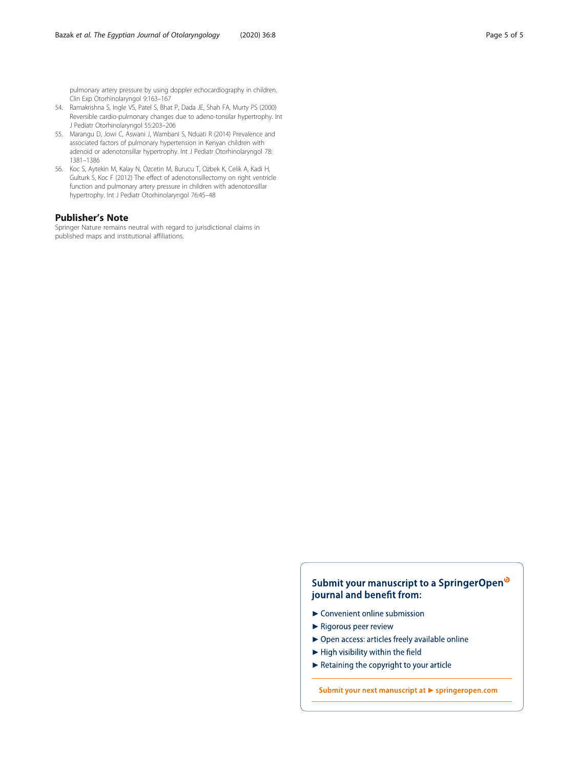pulmonary artery pressure by using doppler echocardiography in children. Clin Exp Otorhinolaryngol 9:163–167

54. Ramakrishna S, Ingle VS, Patel S, Bhat P, Dada JE, Shah FA, Murty PS (2000) Reversible cardio-pulmonary changes due to adeno-tonsilar hypertrophy. Int J Pediatr Otorhinolaryngol 55:203–206
55. Marangu D, Jowi C, Aswani J, Wambani S, Nduati R (2014) Prevalence and associated factors of pulmonary hypertension in Kenyan children with adenoid or adenotonsillar hypertrophy. Int J Pediatr Otorhinolaryngol 78: 1381–1386
56. Koc S, Aytekin M, Kalay N, Ozcetin M, Burucu T, Ozbek K, Celik A, Kadi H, Gulturk S, Koc F (2012) The effect of adenotonsillectomy on right ventricle function and pulmonary artery pressure in children with adenotonsillar hypertrophy. Int J Pediatr Otorhinolaryngol 76:45–48

## Publisher's Note

Springer Nature remains neutral with regard to jurisdictional claims in published maps and institutional affiliations.

**Submit your manuscript to a SpringerOpen journal and benefit from:**

- ► Convenient online submission
- ► Rigorous peer review
- ► Open access: articles freely available online
- ► High visibility within the field
- ► Retaining the copyright to your article

**Submit your next manuscript at ► springeropen.com**